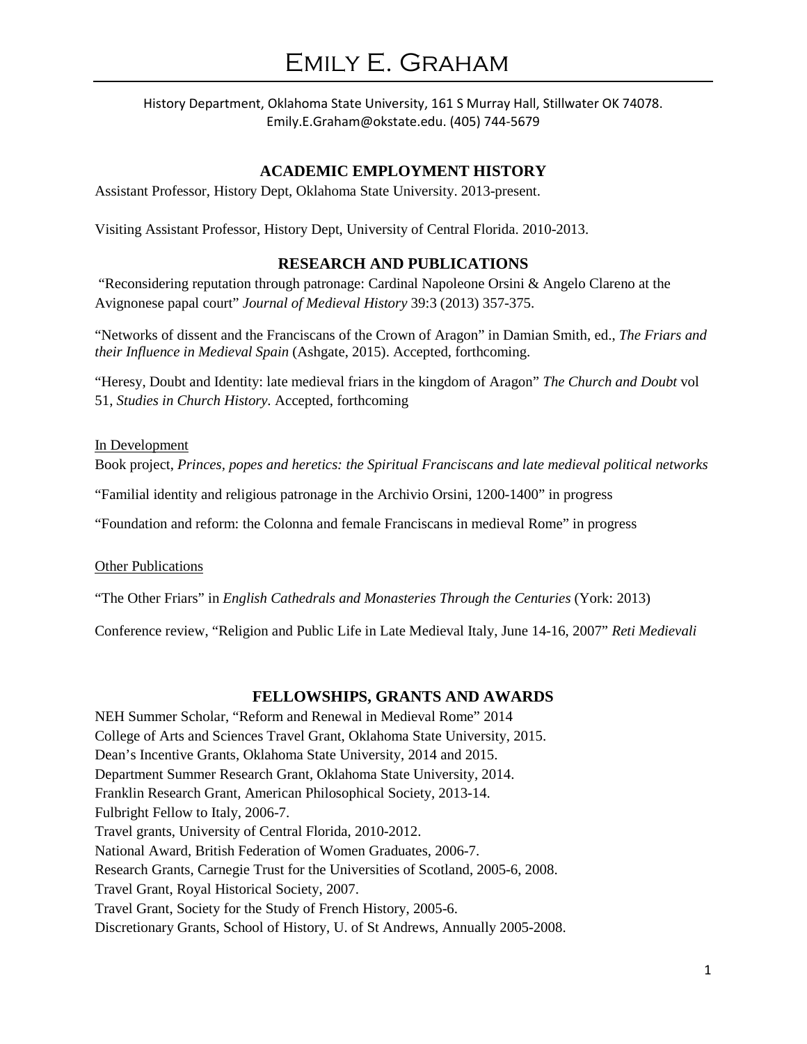# Emily E. Graham

History Department, Oklahoma State University, 161 S Murray Hall, Stillwater OK 74078.
Emily.E.Graham@okstate.edu. (405) 744-5679

## ACADEMIC EMPLOYMENT HISTORY

Assistant Professor, History Dept, Oklahoma State University. 2013-present.

Visiting Assistant Professor, History Dept, University of Central Florida. 2010-2013.

## RESEARCH AND PUBLICATIONS

"Reconsidering reputation through patronage: Cardinal Napoleone Orsini & Angelo Clareno at the Avignonese papal court" *Journal of Medieval History* 39:3 (2013) 357-375.

"Networks of dissent and the Franciscans of the Crown of Aragon" in Damian Smith, ed., *The Friars and their Influence in Medieval Spain* (Ashgate, 2015). Accepted, forthcoming.

"Heresy, Doubt and Identity: late medieval friars in the kingdom of Aragon" *The Church and Doubt* vol 51, *Studies in Church History*. Accepted, forthcoming

<u>In Development</u>

Book project, *Princes, popes and heretics: the Spiritual Franciscans and late medieval political networks*

"Familial identity and religious patronage in the Archivio Orsini, 1200-1400" in progress

"Foundation and reform: the Colonna and female Franciscans in medieval Rome" in progress

<u>Other Publications</u>

"The Other Friars" in *English Cathedrals and Monasteries Through the Centuries* (York: 2013)

Conference review, "Religion and Public Life in Late Medieval Italy, June 14-16, 2007" *Reti Medievali*

## FELLOWSHIPS, GRANTS AND AWARDS

NEH Summer Scholar, "Reform and Renewal in Medieval Rome" 2014
College of Arts and Sciences Travel Grant, Oklahoma State University, 2015.
Dean's Incentive Grants, Oklahoma State University, 2014 and 2015.
Department Summer Research Grant, Oklahoma State University, 2014.
Franklin Research Grant, American Philosophical Society, 2013-14.
Fulbright Fellow to Italy, 2006-7.
Travel grants, University of Central Florida, 2010-2012.
National Award, British Federation of Women Graduates, 2006-7.
Research Grants, Carnegie Trust for the Universities of Scotland, 2005-6, 2008.
Travel Grant, Royal Historical Society, 2007.
Travel Grant, Society for the Study of French History, 2005-6.
Discretionary Grants, School of History, U. of St Andrews, Annually 2005-2008.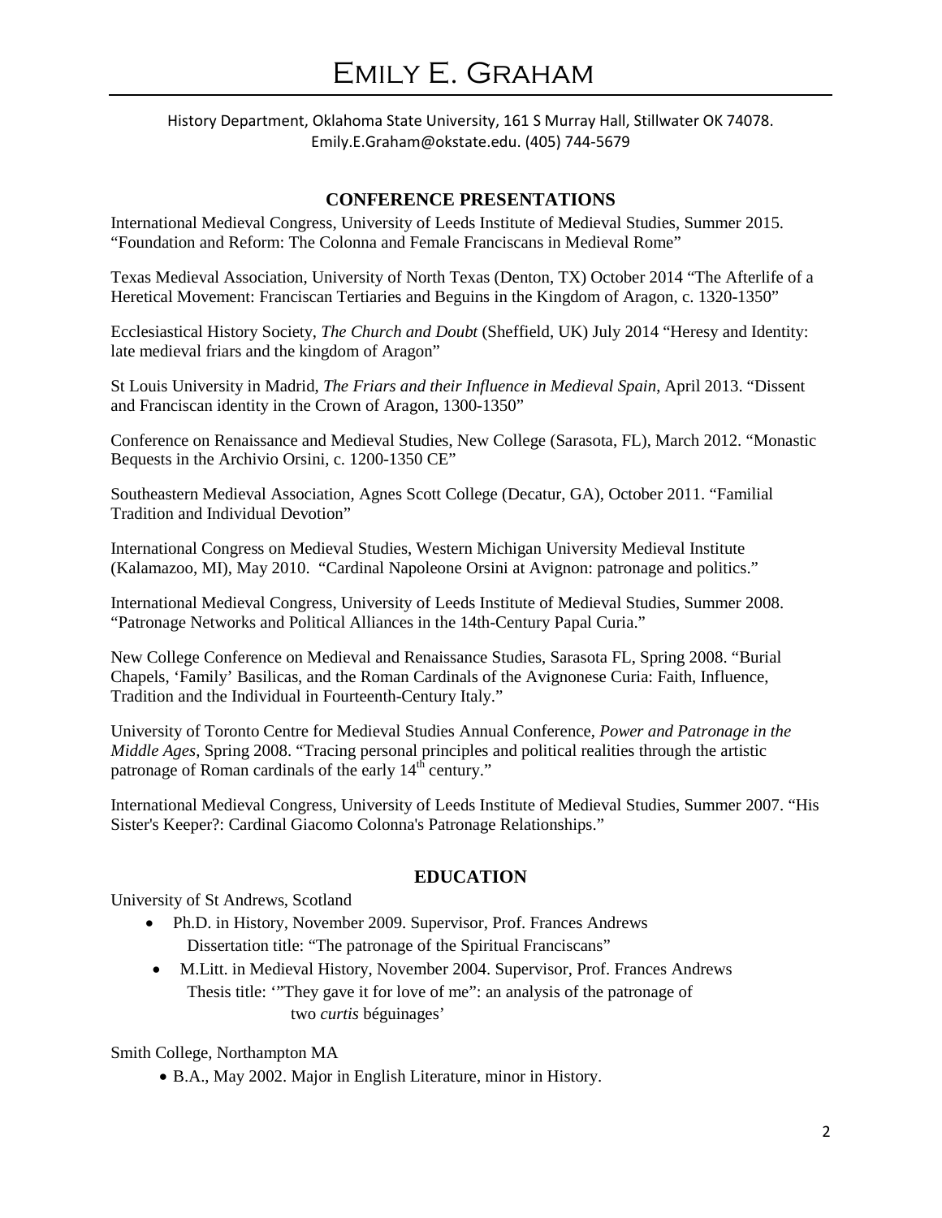# Emily E. Graham

History Department, Oklahoma State University, 161 S Murray Hall, Stillwater OK 74078.
Emily.E.Graham@okstate.edu. (405) 744-5679

## CONFERENCE PRESENTATIONS

International Medieval Congress, University of Leeds Institute of Medieval Studies, Summer 2015. "Foundation and Reform: The Colonna and Female Franciscans in Medieval Rome"

Texas Medieval Association, University of North Texas (Denton, TX) October 2014 "The Afterlife of a Heretical Movement: Franciscan Tertiaries and Beguins in the Kingdom of Aragon, c. 1320-1350"

Ecclesiastical History Society, *The Church and Doubt* (Sheffield, UK) July 2014 "Heresy and Identity: late medieval friars and the kingdom of Aragon"

St Louis University in Madrid, *The Friars and their Influence in Medieval Spain*, April 2013. "Dissent and Franciscan identity in the Crown of Aragon, 1300-1350"

Conference on Renaissance and Medieval Studies, New College (Sarasota, FL), March 2012. "Monastic Bequests in the Archivio Orsini, c. 1200-1350 CE"

Southeastern Medieval Association, Agnes Scott College (Decatur, GA), October 2011. "Familial Tradition and Individual Devotion"

International Congress on Medieval Studies, Western Michigan University Medieval Institute (Kalamazoo, MI), May 2010. "Cardinal Napoleone Orsini at Avignon: patronage and politics."

International Medieval Congress, University of Leeds Institute of Medieval Studies, Summer 2008. "Patronage Networks and Political Alliances in the 14th-Century Papal Curia."

New College Conference on Medieval and Renaissance Studies, Sarasota FL, Spring 2008. "Burial Chapels, 'Family' Basilicas, and the Roman Cardinals of the Avignonese Curia: Faith, Influence, Tradition and the Individual in Fourteenth-Century Italy."

University of Toronto Centre for Medieval Studies Annual Conference, *Power and Patronage in the Middle Ages*, Spring 2008. "Tracing personal principles and political realities through the artistic patronage of Roman cardinals of the early 14th century."

International Medieval Congress, University of Leeds Institute of Medieval Studies, Summer 2007. "His Sister's Keeper?: Cardinal Giacomo Colonna's Patronage Relationships."

## EDUCATION

University of St Andrews, Scotland

- Ph.D. in History, November 2009. Supervisor, Prof. Frances Andrews
  Dissertation title: "The patronage of the Spiritual Franciscans"
- M.Litt. in Medieval History, November 2004. Supervisor, Prof. Frances Andrews
  Thesis title: '"They gave it for love of me": an analysis of the patronage of two *curtis* béguinages'

Smith College, Northampton MA

- B.A., May 2002. Major in English Literature, minor in History.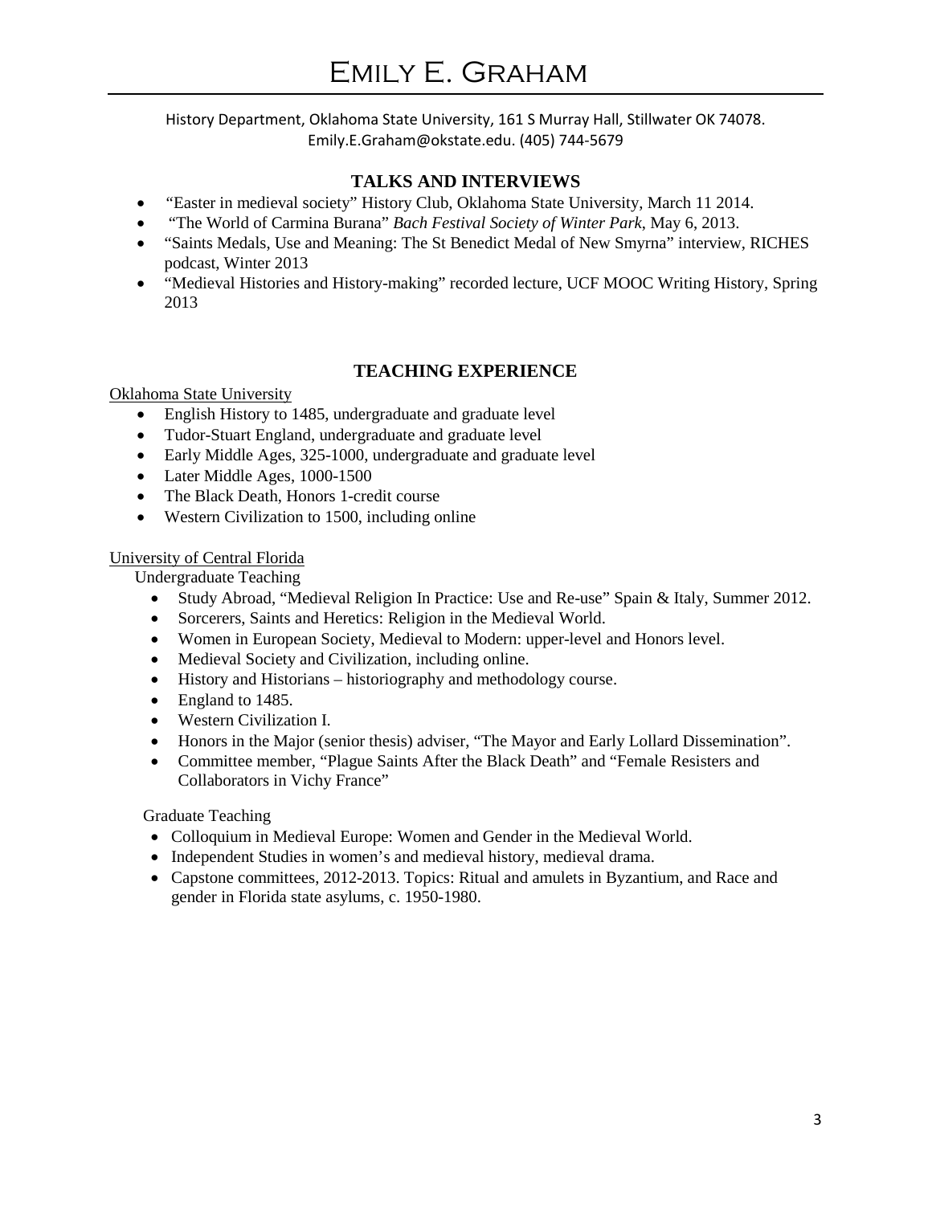History Department, Oklahoma State University, 161 S Murray Hall, Stillwater OK 74078.
Emily.E.Graham@okstate.edu. (405) 744-5679

## TALKS AND INTERVIEWS

- "Easter in medieval society" History Club, Oklahoma State University, March 11 2014.
- "The World of Carmina Burana" *Bach Festival Society of Winter Park*, May 6, 2013.
- "Saints Medals, Use and Meaning: The St Benedict Medal of New Smyrna" interview, RICHES podcast, Winter 2013
- "Medieval Histories and History-making" recorded lecture, UCF MOOC Writing History, Spring 2013

## TEACHING EXPERIENCE

Oklahoma State University

- English History to 1485, undergraduate and graduate level
- Tudor-Stuart England, undergraduate and graduate level
- Early Middle Ages, 325-1000, undergraduate and graduate level
- Later Middle Ages, 1000-1500
- The Black Death, Honors 1-credit course
- Western Civilization to 1500, including online

University of Central Florida

Undergraduate Teaching

- Study Abroad, "Medieval Religion In Practice: Use and Re-use" Spain & Italy, Summer 2012.
- Sorcerers, Saints and Heretics: Religion in the Medieval World.
- Women in European Society, Medieval to Modern: upper-level and Honors level.
- Medieval Society and Civilization, including online.
- History and Historians – historiography and methodology course.
- England to 1485.
- Western Civilization I.
- Honors in the Major (senior thesis) adviser, "The Mayor and Early Lollard Dissemination".
- Committee member, "Plague Saints After the Black Death" and "Female Resisters and Collaborators in Vichy France"

Graduate Teaching

- Colloquium in Medieval Europe: Women and Gender in the Medieval World.
- Independent Studies in women's and medieval history, medieval drama.
- Capstone committees, 2012-2013. Topics: Ritual and amulets in Byzantium, and Race and gender in Florida state asylums, c. 1950-1980.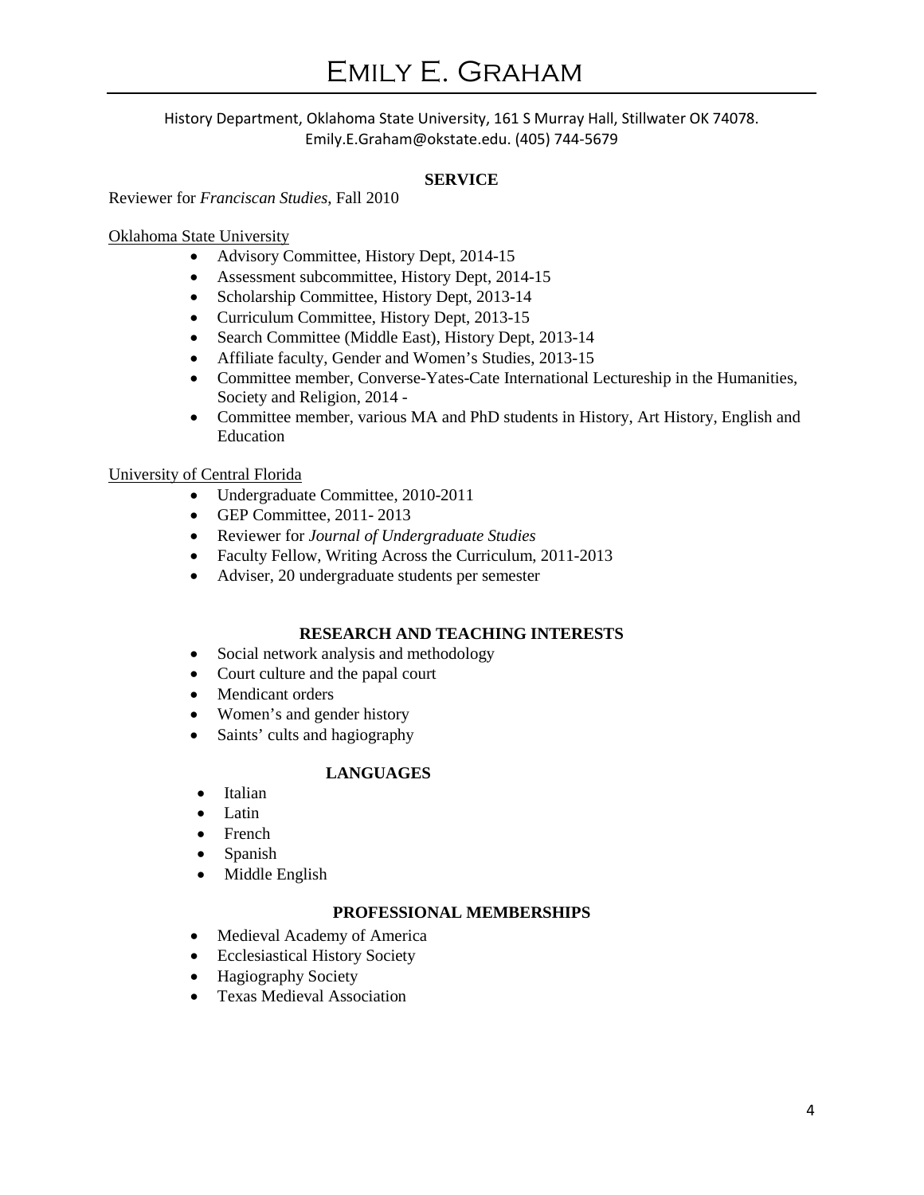# Emily E. Graham

History Department, Oklahoma State University, 161 S Murray Hall, Stillwater OK 74078.
Emily.E.Graham@okstate.edu. (405) 744-5679

## SERVICE

Reviewer for *Franciscan Studies*, Fall 2010

Oklahoma State University

- Advisory Committee, History Dept, 2014-15
- Assessment subcommittee, History Dept, 2014-15
- Scholarship Committee, History Dept, 2013-14
- Curriculum Committee, History Dept, 2013-15
- Search Committee (Middle East), History Dept, 2013-14
- Affiliate faculty, Gender and Women's Studies, 2013-15
- Committee member, Converse-Yates-Cate International Lectureship in the Humanities, Society and Religion, 2014 -
- Committee member, various MA and PhD students in History, Art History, English and Education

University of Central Florida

- Undergraduate Committee, 2010-2011
- GEP Committee, 2011- 2013
- Reviewer for *Journal of Undergraduate Studies*
- Faculty Fellow, Writing Across the Curriculum, 2011-2013
- Adviser, 20 undergraduate students per semester

## RESEARCH AND TEACHING INTERESTS

- Social network analysis and methodology
- Court culture and the papal court
- Mendicant orders
- Women's and gender history
- Saints' cults and hagiography

## LANGUAGES

- Italian
- Latin
- French
- Spanish
- Middle English

## PROFESSIONAL MEMBERSHIPS

- Medieval Academy of America
- Ecclesiastical History Society
- Hagiography Society
- Texas Medieval Association